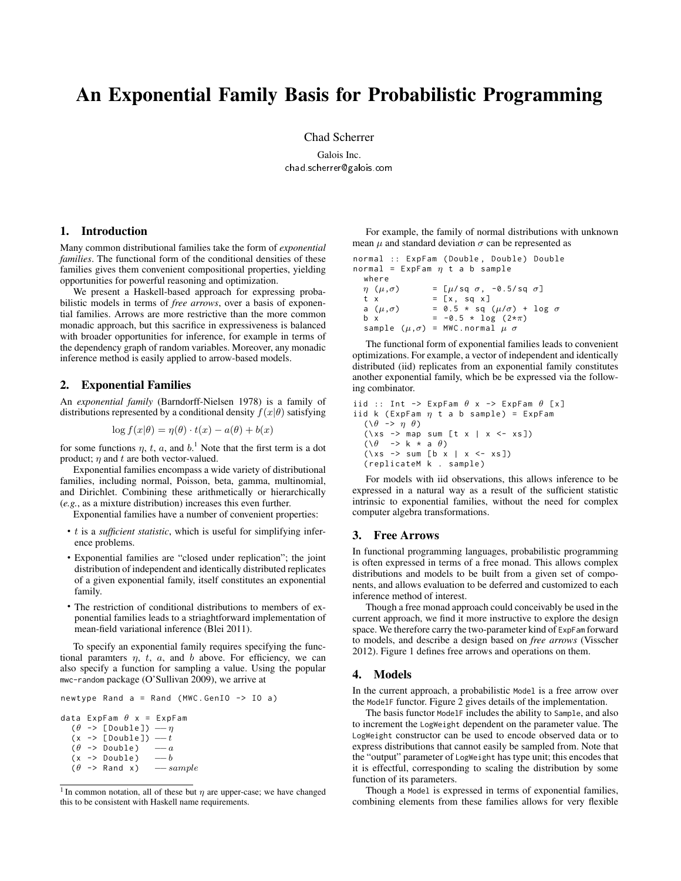// Code blocks: preserve the Greek letters in code as Unicode since they're code.
# An Exponential Family Basis for Probabilistic Programming

Chad Scherrer

Galois Inc.
chad.scherrer@galois.com

## 1. Introduction

Many common distributional families take the form of *exponential families*. The functional form of the conditional densities of these families gives them convenient compositional properties, yielding opportunities for powerful reasoning and optimization.

We present a Haskell-based approach for expressing probabilistic models in terms of *free arrows*, over a basis of exponential families. Arrows are more restrictive than the more common monadic approach, but this sacrifice in expressiveness is balanced with broader opportunities for inference, for example in terms of the dependency graph of random variables. Moreover, any monadic inference method is easily applied to arrow-based models.

## 2. Exponential Families

An *exponential family* (Barndorff-Nielsen 1978) is a family of distributions represented by a conditional density $f(x|\theta)$ satisfying

$$\log f(x|\theta) = \eta(\theta) \cdot t(x) - a(\theta) + b(x)$$

for some functions $\eta$, $t$, $a$, and $b$.[1] Note that the first term is a dot product; $\eta$ and $t$ are both vector-valued.

Exponential families encompass a wide variety of distributional families, including normal, Poisson, beta, gamma, multinomial, and Dirichlet. Combining these arithmetically or hierarchically (*e.g.*, as a mixture distribution) increases this even further.

Exponential families have a number of convenient properties:

- $t$ is a *sufficient statistic*, which is useful for simplifying inference problems.
- Exponential families are "closed under replication"; the joint distribution of independent and identically distributed replicates of a given exponential family, itself constitutes an exponential family.
- The restriction of conditional distributions to members of exponential families leads to a striaghtforward implementation of mean-field variational inference (Blei 2011).

To specify an exponential family requires specifying the functional paramters $\eta$, $t$, $a$, and $b$ above. For efficiency, we can also specify a function for sampling a value. Using the popular mwc-random package (O'Sullivan 2009), we arrive at

```
newtype Rand a = Rand (MWC.GenIO -> IO a)

data ExpFam θ x = ExpFam
  (θ -> [Double]) — η
  (x -> [Double]) — t
  (θ -> Double)   — a
  (x -> Double)   — b
  (θ -> Rand x)   — sample
```

[1] In common notation, all of these but $\eta$ are upper-case; we have changed this to be consistent with Haskell name requirements.

For example, the family of normal distributions with unknown mean $\mu$ and standard deviation $\sigma$ can be represented as

```
normal :: ExpFam (Double, Double) Double
normal = ExpFam η t a b sample
  where
  η (μ,σ)      = [μ/sq σ, -0.5/sq σ]
  t x          = [x, sq x]
  a (μ,σ)      = 0.5 * sq (μ/σ) + log σ
  b x          = -0.5 * log (2*π)
  sample (μ,σ) = MWC.normal μ σ
```

The functional form of exponential families leads to convenient optimizations. For example, a vector of independent and identically distributed (iid) replicates from an exponential family constitutes another exponential family, which be be expressed via the following combinator.

```
iid :: Int -> ExpFam θ x -> ExpFam θ [x]
iid k (ExpFam η t a b sample) = ExpFam
  (\θ -> η θ)
  (\xs -> map sum [t x | x <- xs])
  (\θ  -> k * a θ)
  (\xs -> sum [b x | x <- xs])
  (replicateM k . sample)
```

For models with iid observations, this allows inference to be expressed in a natural way as a result of the sufficient statistic intrinsic to exponential families, without the need for complex computer algebra transformations.

## 3. Free Arrows

In functional programming languages, probabilistic programming is often expressed in terms of a free monad. This allows complex distributions and models to be built from a given set of components, and allows evaluation to be deferred and customized to each inference method of interest.

Though a free monad approach could conceivably be used in the current approach, we find it more instructive to explore the design space. We therefore carry the two-parameter kind of ExpFam forward to models, and describe a design based on *free arrows* (Visscher 2012). Figure 1 defines free arrows and operations on them.

## 4. Models

In the current approach, a probabilistic Model is a free arrow over the ModelF functor. Figure 2 gives details of the implementation.

The basis functor ModelF includes the ability to Sample, and also to increment the LogWeight dependent on the parameter value. The LogWeight constructor can be used to encode observed data or to express distributions that cannot easily be sampled from. Note that the "output" parameter of LogWeight has type unit; this encodes that it is effectful, corresponding to scaling the distribution by some function of its parameters.

Though a Model is expressed in terms of exponential families, combining elements from these families allows for very flexible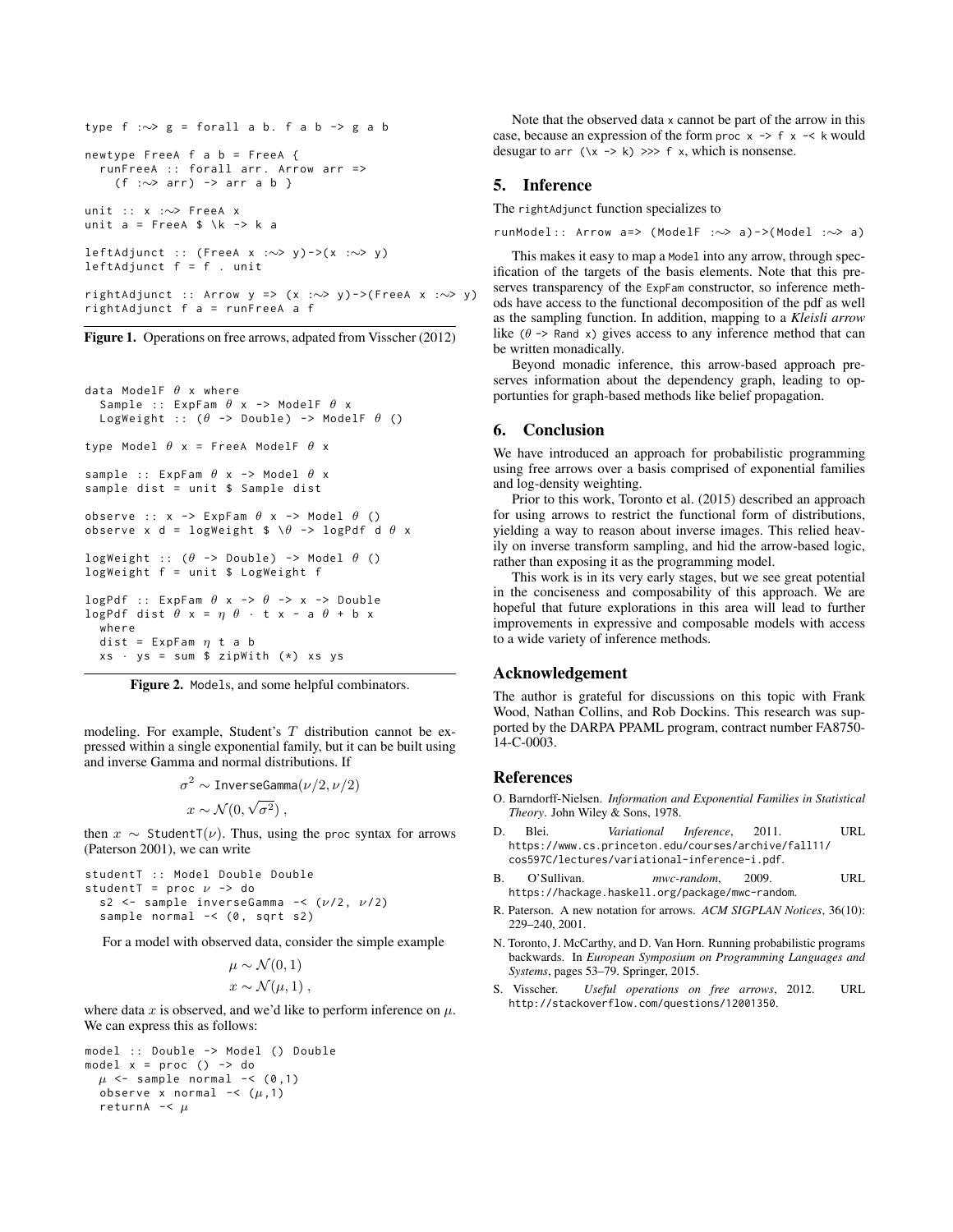```haskell
type f :~> g = forall a b. f a b -> g a b

newtype FreeA f a b = FreeA {
  runFreeA :: forall arr. Arrow arr =>
    (f :~> arr) -> arr a b }

unit :: x :~> FreeA x
unit a = FreeA $ \k -> k a

leftAdjunct :: (FreeA x :~> y)->(x :~> y)
leftAdjunct f = f . unit

rightAdjunct :: Arrow y => (x :~> y)->(FreeA x :~> y)
rightAdjunct f a = runFreeA a f
```

**Figure 1.** Operations on free arrows, adpated from Visscher (2012)

```haskell
data ModelF θ x where
  Sample :: ExpFam θ x -> ModelF θ x
  LogWeight :: (θ -> Double) -> ModelF θ ()

type Model θ x = FreeA ModelF θ x

sample :: ExpFam θ x -> Model θ x
sample dist = unit $ Sample dist

observe :: x -> ExpFam θ x -> Model θ ()
observe x d = logWeight $ \θ -> logPdf d θ x

logWeight :: (θ -> Double) -> Model θ ()
logWeight f = unit $ LogWeight f

logPdf :: ExpFam θ x -> θ -> x -> Double
logPdf dist θ x = η θ · t x - a θ + b x
  where
  dist = ExpFam η t a b
  xs · ys = sum $ zipWith (*) xs ys
```

**Figure 2.** Models, and some helpful combinators.

modeling. For example, Student's $T$ distribution cannot be expressed within a single exponential family, but it can be built using and inverse Gamma and normal distributions. If

$$\sigma^2 \sim \mathsf{InverseGamma}(\nu/2, \nu/2)$$
$$x \sim \mathcal{N}(0, \sqrt{\sigma^2}) ,$$

then $x \sim \mathsf{StudentT}(\nu)$. Thus, using the proc syntax for arrows (Paterson 2001), we can write

```haskell
studentT :: Model Double Double
studentT = proc ν -> do
  s2 <- sample inverseGamma -< (ν/2, ν/2)
  sample normal -< (0, sqrt s2)
```

For a model with observed data, consider the simple example

$$\mu \sim \mathcal{N}(0, 1)$$
$$x \sim \mathcal{N}(\mu, 1) ,$$

where data $x$ is observed, and we'd like to perform inference on $\mu$. We can express this as follows:

```haskell
model :: Double -> Model () Double
model x = proc () -> do
  μ <- sample normal -< (0,1)
  observe x normal -< (μ,1)
  returnA -< μ
```

Note that the observed data x cannot be part of the arrow in this case, because an expression of the form `proc x -> f x -< k` would desugar to `arr (\x -> k) >>> f x`, which is nonsense.

## 5. Inference

The rightAdjunct function specializes to

```haskell
runModel:: Arrow a=> (ModelF :~> a)->(Model :~> a)
```

This makes it easy to map a Model into any arrow, through specification of the targets of the basis elements. Note that this preserves transparency of the ExpFam constructor, so inference methods have access to the functional decomposition of the pdf as well as the sampling function. In addition, mapping to a *Kleisli arrow* like `(θ -> Rand x)` gives access to any inference method that can be written monadically.

Beyond monadic inference, this arrow-based approach preserves information about the dependency graph, leading to opportunties for graph-based methods like belief propagation.

## 6. Conclusion

We have introduced an approach for probabilistic programming using free arrows over a basis comprised of exponential families and log-density weighting.

Prior to this work, Toronto et al. (2015) described an approach for using arrows to restrict the functional form of distributions, yielding a way to reason about inverse images. This relied heavily on inverse transform sampling, and hid the arrow-based logic, rather than exposing it as the programming model.

This work is in its very early stages, but we see great potential in the conciseness and composability of this approach. We are hopeful that future explorations in this area will lead to further improvements in expressive and composable models with access to a wide variety of inference methods.

## Acknowledgement

The author is grateful for discussions on this topic with Frank Wood, Nathan Collins, and Rob Dockins. This research was supported by the DARPA PPAML program, contract number FA8750-14-C-0003.

## References

O. Barndorff-Nielsen. *Information and Exponential Families in Statistical Theory*. John Wiley & Sons, 1978.

D. Blei. *Variational Inference*, 2011. URL https://www.cs.princeton.edu/courses/archive/fall11/cos597C/lectures/variational-inference-i.pdf.

B. O'Sullivan. *mwc-random*, 2009. URL https://hackage.haskell.org/package/mwc-random.

R. Paterson. A new notation for arrows. *ACM SIGPLAN Notices*, 36(10): 229–240, 2001.

N. Toronto, J. McCarthy, and D. Van Horn. Running probabilistic programs backwards. In *European Symposium on Programming Languages and Systems*, pages 53–79. Springer, 2015.

S. Visscher. *Useful operations on free arrows*, 2012. URL http://stackoverflow.com/questions/12001350.